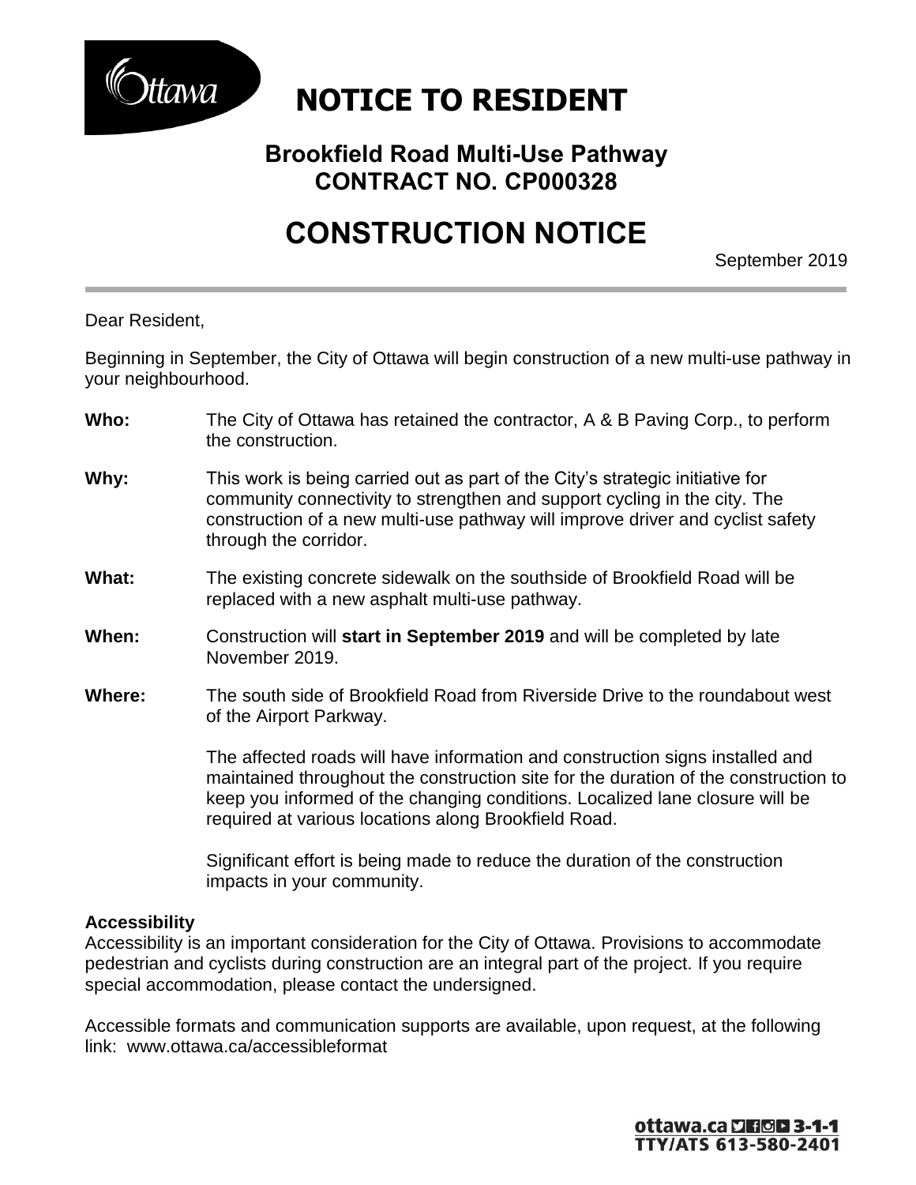# NOTICE TO RESIDENT

## Brookfield Road Multi-Use Pathway
## CONTRACT NO. CP000328

# CONSTRUCTION NOTICE

September 2019

Dear Resident,

Beginning in September, the City of Ottawa will begin construction of a new multi-use pathway in your neighbourhood.

**Who:** The City of Ottawa has retained the contractor, A & B Paving Corp., to perform the construction.

**Why:** This work is being carried out as part of the City's strategic initiative for community connectivity to strengthen and support cycling in the city. The construction of a new multi-use pathway will improve driver and cyclist safety through the corridor.

**What:** The existing concrete sidewalk on the southside of Brookfield Road will be replaced with a new asphalt multi-use pathway.

**When:** Construction will **start in September 2019** and will be completed by late November 2019.

**Where:** The south side of Brookfield Road from Riverside Drive to the roundabout west of the Airport Parkway.

The affected roads will have information and construction signs installed and maintained throughout the construction site for the duration of the construction to keep you informed of the changing conditions. Localized lane closure will be required at various locations along Brookfield Road.

Significant effort is being made to reduce the duration of the construction impacts in your community.

**Accessibility**

Accessibility is an important consideration for the City of Ottawa. Provisions to accommodate pedestrian and cyclists during construction are an integral part of the project. If you require special accommodation, please contact the undersigned.

Accessible formats and communication supports are available, upon request, at the following link: www.ottawa.ca/accessibleformat

ottawa.ca 3-1-1
TTY/ATS 613-580-2401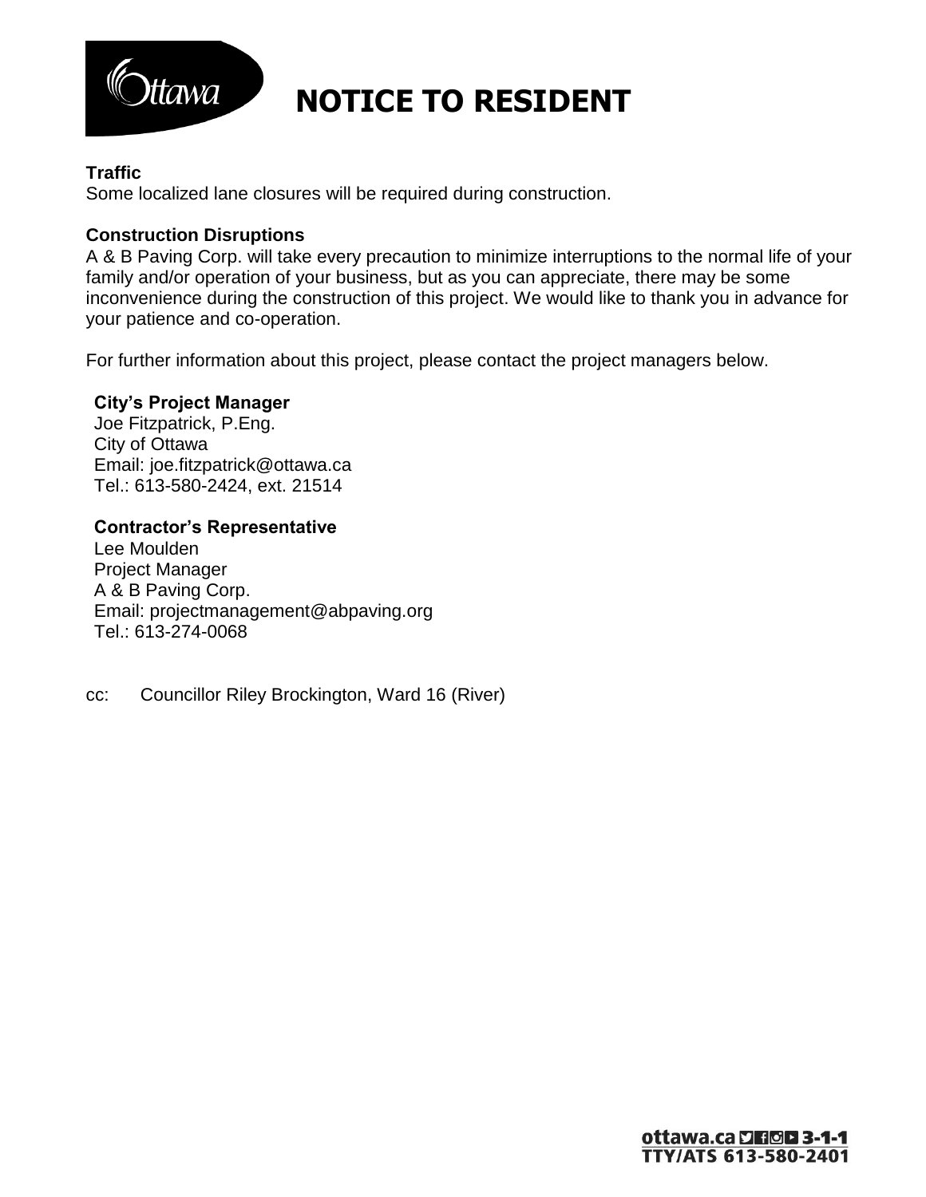# NOTICE TO RESIDENT

**Traffic**
Some localized lane closures will be required during construction.

**Construction Disruptions**
A & B Paving Corp. will take every precaution to minimize interruptions to the normal life of your family and/or operation of your business, but as you can appreciate, there may be some inconvenience during the construction of this project. We would like to thank you in advance for your patience and co-operation.

For further information about this project, please contact the project managers below.

**City's Project Manager**
Joe Fitzpatrick, P.Eng.
City of Ottawa
Email: joe.fitzpatrick@ottawa.ca
Tel.: 613-580-2424, ext. 21514

**Contractor's Representative**
Lee Moulden
Project Manager
A & B Paving Corp.
Email: projectmanagement@abpaving.org
Tel.: 613-274-0068

cc: Councillor Riley Brockington, Ward 16 (River)

ottawa.ca 3-1-1
TTY/ATS 613-580-2401